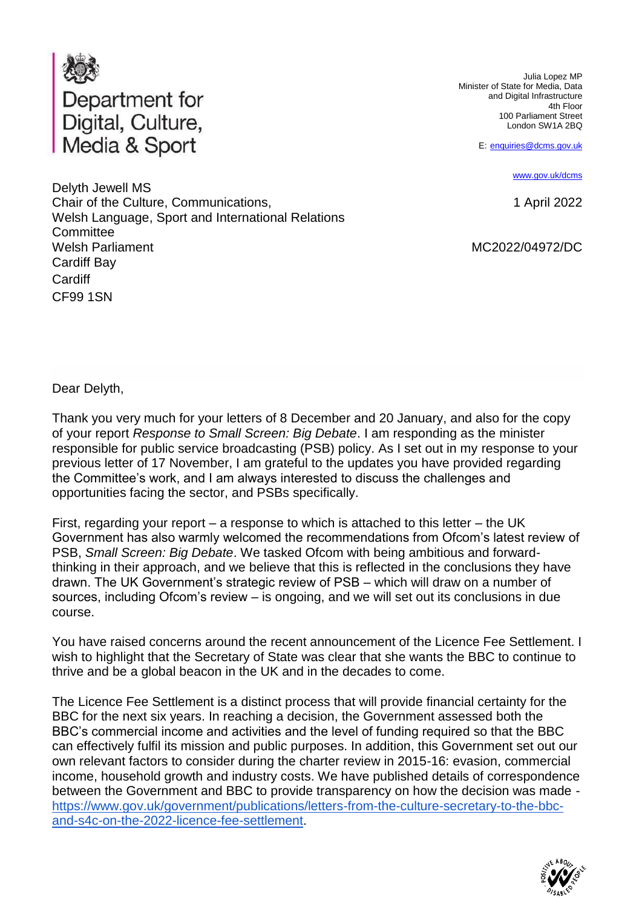Department for Digital, Culture, Media & Sport

Julia Lopez MP
Minister of State for Media, Data and Digital Infrastructure
4th Floor
100 Parliament Street
London SW1A 2BQ

E: enquiries@dcms.gov.uk

www.gov.uk/dcms

Delyth Jewell MS
Chair of the Culture, Communications, Welsh Language, Sport and International Relations Committee
Welsh Parliament
Cardiff Bay
Cardiff
CF99 1SN

1 April 2022

MC2022/04972/DC

Dear Delyth,

Thank you very much for your letters of 8 December and 20 January, and also for the copy of your report *Response to Small Screen: Big Debate*. I am responding as the minister responsible for public service broadcasting (PSB) policy. As I set out in my response to your previous letter of 17 November, I am grateful to the updates you have provided regarding the Committee's work, and I am always interested to discuss the challenges and opportunities facing the sector, and PSBs specifically.

First, regarding your report – a response to which is attached to this letter – the UK Government has also warmly welcomed the recommendations from Ofcom's latest review of PSB, *Small Screen: Big Debate*. We tasked Ofcom with being ambitious and forward-thinking in their approach, and we believe that this is reflected in the conclusions they have drawn. The UK Government's strategic review of PSB – which will draw on a number of sources, including Ofcom's review – is ongoing, and we will set out its conclusions in due course.

You have raised concerns around the recent announcement of the Licence Fee Settlement. I wish to highlight that the Secretary of State was clear that she wants the BBC to continue to thrive and be a global beacon in the UK and in the decades to come.

The Licence Fee Settlement is a distinct process that will provide financial certainty for the BBC for the next six years. In reaching a decision, the Government assessed both the BBC's commercial income and activities and the level of funding required so that the BBC can effectively fulfil its mission and public purposes. In addition, this Government set out our own relevant factors to consider during the charter review in 2015-16: evasion, commercial income, household growth and industry costs. We have published details of correspondence between the Government and BBC to provide transparency on how the decision was made - https://www.gov.uk/government/publications/letters-from-the-culture-secretary-to-the-bbc-and-s4c-on-the-2022-licence-fee-settlement.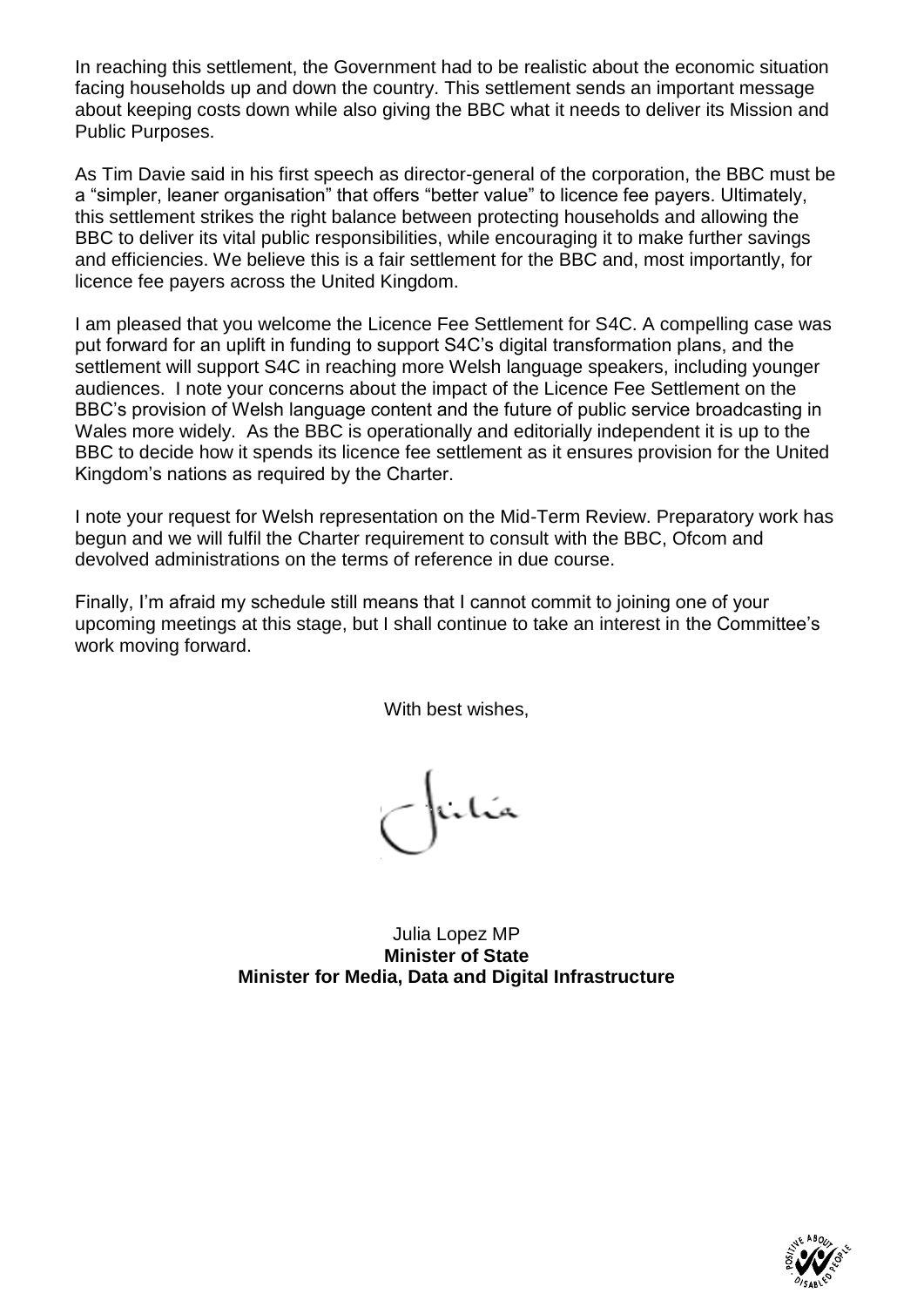In reaching this settlement, the Government had to be realistic about the economic situation facing households up and down the country. This settlement sends an important message about keeping costs down while also giving the BBC what it needs to deliver its Mission and Public Purposes.

As Tim Davie said in his first speech as director-general of the corporation, the BBC must be a "simpler, leaner organisation" that offers "better value" to licence fee payers. Ultimately, this settlement strikes the right balance between protecting households and allowing the BBC to deliver its vital public responsibilities, while encouraging it to make further savings and efficiencies. We believe this is a fair settlement for the BBC and, most importantly, for licence fee payers across the United Kingdom.

I am pleased that you welcome the Licence Fee Settlement for S4C. A compelling case was put forward for an uplift in funding to support S4C's digital transformation plans, and the settlement will support S4C in reaching more Welsh language speakers, including younger audiences. I note your concerns about the impact of the Licence Fee Settlement on the BBC's provision of Welsh language content and the future of public service broadcasting in Wales more widely. As the BBC is operationally and editorially independent it is up to the BBC to decide how it spends its licence fee settlement as it ensures provision for the United Kingdom's nations as required by the Charter.

I note your request for Welsh representation on the Mid-Term Review. Preparatory work has begun and we will fulfil the Charter requirement to consult with the BBC, Ofcom and devolved administrations on the terms of reference in due course.

Finally, I'm afraid my schedule still means that I cannot commit to joining one of your upcoming meetings at this stage, but I shall continue to take an interest in the Committee's work moving forward.

With best wishes,

Julia

Julia Lopez MP
**Minister of State**
**Minister for Media, Data and Digital Infrastructure**